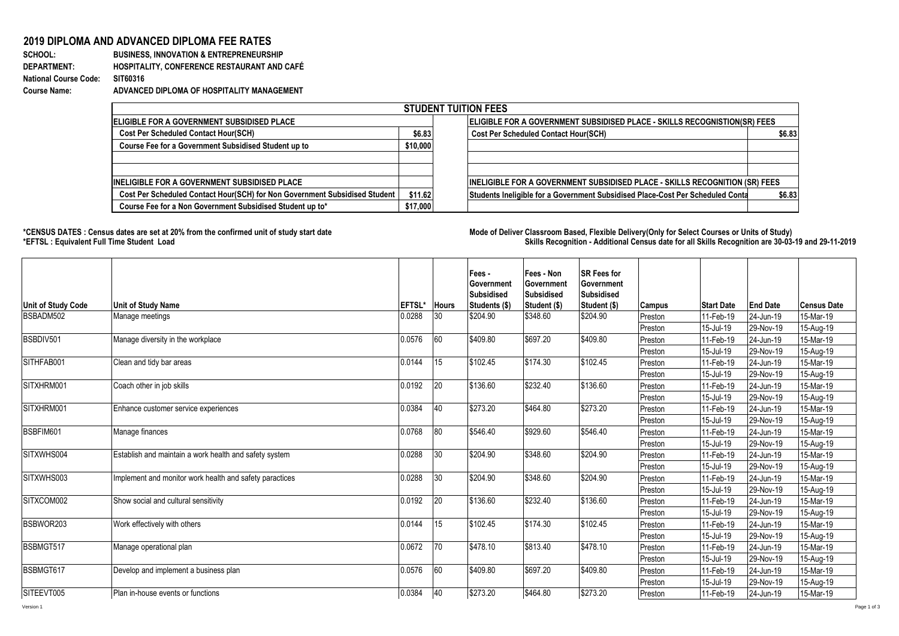# 2019 DIPLOMA AND ADVANCED DIPLOMA FEE RATES

**SCHOOL:** BUSINESS, INNOVATION & ENTREPRENEURSHIP
**DEPARTMENT:** HOSPITALITY, CONFERENCE RESTAURANT AND CAFÉ
**National Course Code:** SIT60316
**Course Name:** ADVANCED DIPLOMA OF HOSPITALITY MANAGEMENT

| STUDENT TUITION FEES | | | |
|---|---|---|---|
| **ELIGIBLE FOR A GOVERNMENT SUBSIDISED PLACE** | | **ELIGIBLE FOR A GOVERNMENT SUBSIDISED PLACE - SKILLS RECOGNISTION(SR) FEES** | |
| Cost Per Scheduled Contact Hour(SCH) | $6.83 | Cost Per Scheduled Contact Hour(SCH) | $6.83 |
| Course Fee for a Government Subsidised Student up to | $10,000 | | |
| | | | |
| | | | |
| **INELIGIBLE FOR A GOVERNMENT SUBSIDISED PLACE** | | **INELIGIBLE FOR A GOVERNMENT SUBSIDISED PLACE - SKILLS RECOGNITION (SR) FEES** | |
| Cost Per Scheduled Contact Hour(SCH) for Non Government Subsidised Student | $11.62 | Students Ineligible for a Government Subsidised Place-Cost Per Scheduled Conta | $6.83 |
| Course Fee for a Non Government Subsidised Student up to* | $17,000 | | |

**\*CENSUS DATES : Census dates are set at 20% from the confirmed unit of study start date**
**\*EFTSL : Equivalent Full Time Student Load**

**Mode of Deliver Classroom Based, Flexible Delivery(Only for Select Courses or Units of Study)**
**Skills Recognition - Additional Census date for all Skills Recognition are 30-03-19 and 29-11-2019**

| Unit of Study Code | Unit of Study Name | EFTSL* | Hours | Fees - Government Subsidised Students ($) | Fees - Non Government Subsidised Student ($) | SR Fees for Government Subsidised Student ($) | Campus | Start Date | End Date | Census Date |
|---|---|---|---|---|---|---|---|---|---|---|
| BSBADM502 | Manage meetings | 0.0288 | 30 | $204.90 | $348.60 | $204.90 | Preston | 11-Feb-19 | 24-Jun-19 | 15-Mar-19 |
| | | | | | | | Preston | 15-Jul-19 | 29-Nov-19 | 15-Aug-19 |
| BSBDIV501 | Manage diversity in the workplace | 0.0576 | 60 | $409.80 | $697.20 | $409.80 | Preston | 11-Feb-19 | 24-Jun-19 | 15-Mar-19 |
| | | | | | | | Preston | 15-Jul-19 | 29-Nov-19 | 15-Aug-19 |
| SITHFAB001 | Clean and tidy bar areas | 0.0144 | 15 | $102.45 | $174.30 | $102.45 | Preston | 11-Feb-19 | 24-Jun-19 | 15-Mar-19 |
| | | | | | | | Preston | 15-Jul-19 | 29-Nov-19 | 15-Aug-19 |
| SITXHRM001 | Coach other in job skills | 0.0192 | 20 | $136.60 | $232.40 | $136.60 | Preston | 11-Feb-19 | 24-Jun-19 | 15-Mar-19 |
| | | | | | | | Preston | 15-Jul-19 | 29-Nov-19 | 15-Aug-19 |
| SITXHRM001 | Enhance customer service experiences | 0.0384 | 40 | $273.20 | $464.80 | $273.20 | Preston | 11-Feb-19 | 24-Jun-19 | 15-Mar-19 |
| | | | | | | | Preston | 15-Jul-19 | 29-Nov-19 | 15-Aug-19 |
| BSBFIM601 | Manage finances | 0.0768 | 80 | $546.40 | $929.60 | $546.40 | Preston | 11-Feb-19 | 24-Jun-19 | 15-Mar-19 |
| | | | | | | | Preston | 15-Jul-19 | 29-Nov-19 | 15-Aug-19 |
| SITXWHS004 | Establish and maintain a work health and safety system | 0.0288 | 30 | $204.90 | $348.60 | $204.90 | Preston | 11-Feb-19 | 24-Jun-19 | 15-Mar-19 |
| | | | | | | | Preston | 15-Jul-19 | 29-Nov-19 | 15-Aug-19 |
| SITXWHS003 | Implement and monitor work health and safety paractices | 0.0288 | 30 | $204.90 | $348.60 | $204.90 | Preston | 11-Feb-19 | 24-Jun-19 | 15-Mar-19 |
| | | | | | | | Preston | 15-Jul-19 | 29-Nov-19 | 15-Aug-19 |
| SITXCOM002 | Show social and cultural sensitivity | 0.0192 | 20 | $136.60 | $232.40 | $136.60 | Preston | 11-Feb-19 | 24-Jun-19 | 15-Mar-19 |
| | | | | | | | Preston | 15-Jul-19 | 29-Nov-19 | 15-Aug-19 |
| BSBWOR203 | Work effectively with others | 0.0144 | 15 | $102.45 | $174.30 | $102.45 | Preston | 11-Feb-19 | 24-Jun-19 | 15-Mar-19 |
| | | | | | | | Preston | 15-Jul-19 | 29-Nov-19 | 15-Aug-19 |
| BSBMGT517 | Manage operational plan | 0.0672 | 70 | $478.10 | $813.40 | $478.10 | Preston | 11-Feb-19 | 24-Jun-19 | 15-Mar-19 |
| | | | | | | | Preston | 15-Jul-19 | 29-Nov-19 | 15-Aug-19 |
| BSBMGT617 | Develop and implement a business plan | 0.0576 | 60 | $409.80 | $697.20 | $409.80 | Preston | 11-Feb-19 | 24-Jun-19 | 15-Mar-19 |
| | | | | | | | Preston | 15-Jul-19 | 29-Nov-19 | 15-Aug-19 |
| SITEEVT005 | Plan in-house events or functions | 0.0384 | 40 | $273.20 | $464.80 | $273.20 | Preston | 11-Feb-19 | 24-Jun-19 | 15-Mar-19 |

Version 1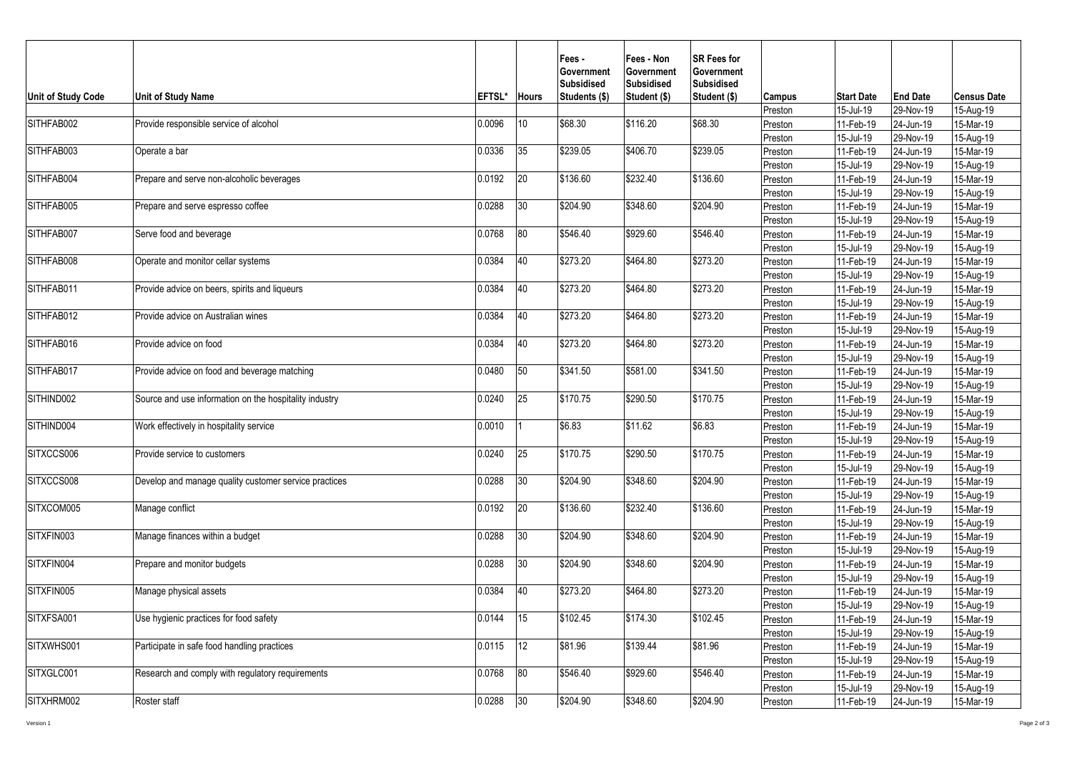| Unit of Study Code | Unit of Study Name | EFTSL* | Hours | Fees - Government Subsidised Students ($) | Fees - Non Government Subsidised Student ($) | SR Fees for Government Subsidised Student ($) | Campus | Start Date | End Date | Census Date |
|---|---|---|---|---|---|---|---|---|---|---|
| | | | | | | | Preston | 15-Jul-19 | 29-Nov-19 | 15-Aug-19 |
| SITHFAB002 | Provide responsible service of alcohol | 0.0096 | 10 | $68.30 | $116.20 | $68.30 | Preston | 11-Feb-19 | 24-Jun-19 | 15-Mar-19 |
| | | | | | | | Preston | 15-Jul-19 | 29-Nov-19 | 15-Aug-19 |
| SITHFAB003 | Operate a bar | 0.0336 | 35 | $239.05 | $406.70 | $239.05 | Preston | 11-Feb-19 | 24-Jun-19 | 15-Mar-19 |
| | | | | | | | Preston | 15-Jul-19 | 29-Nov-19 | 15-Aug-19 |
| SITHFAB004 | Prepare and serve non-alcoholic beverages | 0.0192 | 20 | $136.60 | $232.40 | $136.60 | Preston | 11-Feb-19 | 24-Jun-19 | 15-Mar-19 |
| | | | | | | | Preston | 15-Jul-19 | 29-Nov-19 | 15-Aug-19 |
| SITHFAB005 | Prepare and serve espresso coffee | 0.0288 | 30 | $204.90 | $348.60 | $204.90 | Preston | 11-Feb-19 | 24-Jun-19 | 15-Mar-19 |
| | | | | | | | Preston | 15-Jul-19 | 29-Nov-19 | 15-Aug-19 |
| SITHFAB007 | Serve food and beverage | 0.0768 | 80 | $546.40 | $929.60 | $546.40 | Preston | 11-Feb-19 | 24-Jun-19 | 15-Mar-19 |
| | | | | | | | Preston | 15-Jul-19 | 29-Nov-19 | 15-Aug-19 |
| SITHFAB008 | Operate and monitor cellar systems | 0.0384 | 40 | $273.20 | $464.80 | $273.20 | Preston | 11-Feb-19 | 24-Jun-19 | 15-Mar-19 |
| | | | | | | | Preston | 15-Jul-19 | 29-Nov-19 | 15-Aug-19 |
| SITHFAB011 | Provide advice on beers, spirits and liqueurs | 0.0384 | 40 | $273.20 | $464.80 | $273.20 | Preston | 11-Feb-19 | 24-Jun-19 | 15-Mar-19 |
| | | | | | | | Preston | 15-Jul-19 | 29-Nov-19 | 15-Aug-19 |
| SITHFAB012 | Provide advice on Australian wines | 0.0384 | 40 | $273.20 | $464.80 | $273.20 | Preston | 11-Feb-19 | 24-Jun-19 | 15-Mar-19 |
| | | | | | | | Preston | 15-Jul-19 | 29-Nov-19 | 15-Aug-19 |
| SITHFAB016 | Provide advice on food | 0.0384 | 40 | $273.20 | $464.80 | $273.20 | Preston | 11-Feb-19 | 24-Jun-19 | 15-Mar-19 |
| | | | | | | | Preston | 15-Jul-19 | 29-Nov-19 | 15-Aug-19 |
| SITHFAB017 | Provide advice on food and beverage matching | 0.0480 | 50 | $341.50 | $581.00 | $341.50 | Preston | 11-Feb-19 | 24-Jun-19 | 15-Mar-19 |
| | | | | | | | Preston | 15-Jul-19 | 29-Nov-19 | 15-Aug-19 |
| SITHIND002 | Source and use information on the hospitality industry | 0.0240 | 25 | $170.75 | $290.50 | $170.75 | Preston | 11-Feb-19 | 24-Jun-19 | 15-Mar-19 |
| | | | | | | | Preston | 15-Jul-19 | 29-Nov-19 | 15-Aug-19 |
| SITHIND004 | Work effectively in hospitality service | 0.0010 | 1 | $6.83 | $11.62 | $6.83 | Preston | 11-Feb-19 | 24-Jun-19 | 15-Mar-19 |
| | | | | | | | Preston | 15-Jul-19 | 29-Nov-19 | 15-Aug-19 |
| SITXCCS006 | Provide service to customers | 0.0240 | 25 | $170.75 | $290.50 | $170.75 | Preston | 11-Feb-19 | 24-Jun-19 | 15-Mar-19 |
| | | | | | | | Preston | 15-Jul-19 | 29-Nov-19 | 15-Aug-19 |
| SITXCCS008 | Develop and manage quality customer service practices | 0.0288 | 30 | $204.90 | $348.60 | $204.90 | Preston | 11-Feb-19 | 24-Jun-19 | 15-Mar-19 |
| | | | | | | | Preston | 15-Jul-19 | 29-Nov-19 | 15-Aug-19 |
| SITXCOM005 | Manage conflict | 0.0192 | 20 | $136.60 | $232.40 | $136.60 | Preston | 11-Feb-19 | 24-Jun-19 | 15-Mar-19 |
| | | | | | | | Preston | 15-Jul-19 | 29-Nov-19 | 15-Aug-19 |
| SITXFIN003 | Manage finances within a budget | 0.0288 | 30 | $204.90 | $348.60 | $204.90 | Preston | 11-Feb-19 | 24-Jun-19 | 15-Mar-19 |
| | | | | | | | Preston | 15-Jul-19 | 29-Nov-19 | 15-Aug-19 |
| SITXFIN004 | Prepare and monitor budgets | 0.0288 | 30 | $204.90 | $348.60 | $204.90 | Preston | 11-Feb-19 | 24-Jun-19 | 15-Mar-19 |
| | | | | | | | Preston | 15-Jul-19 | 29-Nov-19 | 15-Aug-19 |
| SITXFIN005 | Manage physical assets | 0.0384 | 40 | $273.20 | $464.80 | $273.20 | Preston | 11-Feb-19 | 24-Jun-19 | 15-Mar-19 |
| | | | | | | | Preston | 15-Jul-19 | 29-Nov-19 | 15-Aug-19 |
| SITXFSA001 | Use hygienic practices for food safety | 0.0144 | 15 | $102.45 | $174.30 | $102.45 | Preston | 11-Feb-19 | 24-Jun-19 | 15-Mar-19 |
| | | | | | | | Preston | 15-Jul-19 | 29-Nov-19 | 15-Aug-19 |
| SITXWHS001 | Participate in safe food handling practices | 0.0115 | 12 | $81.96 | $139.44 | $81.96 | Preston | 11-Feb-19 | 24-Jun-19 | 15-Mar-19 |
| | | | | | | | Preston | 15-Jul-19 | 29-Nov-19 | 15-Aug-19 |
| SITXGLC001 | Research and comply with regulatory requirements | 0.0768 | 80 | $546.40 | $929.60 | $546.40 | Preston | 11-Feb-19 | 24-Jun-19 | 15-Mar-19 |
| | | | | | | | Preston | 15-Jul-19 | 29-Nov-19 | 15-Aug-19 |
| SITXHRM002 | Roster staff | 0.0288 | 30 | $204.90 | $348.60 | $204.90 | Preston | 11-Feb-19 | 24-Jun-19 | 15-Mar-19 |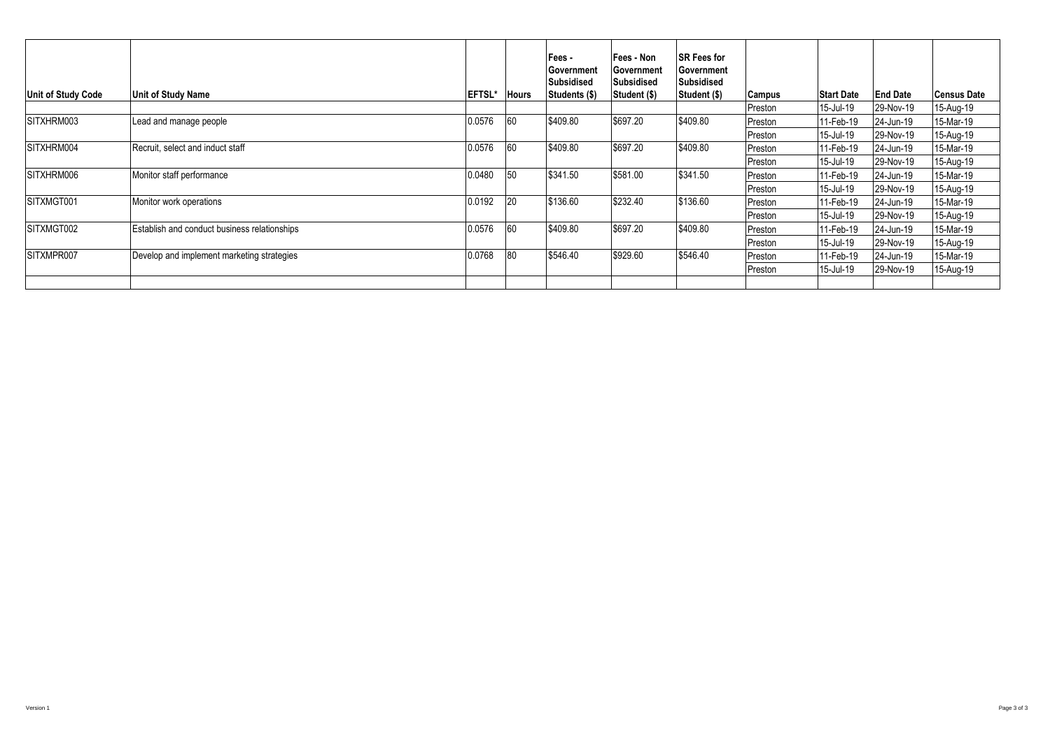| Unit of Study Code | Unit of Study Name | EFTSL* | Hours | Fees - Government Subsidised Students ($) | Fees - Non Government Subsidised Student ($) | SR Fees for Government Subsidised Student ($) | Campus | Start Date | End Date | Census Date |
|---|---|---|---|---|---|---|---|---|---|---|
| | | | | | | | Preston | 15-Jul-19 | 29-Nov-19 | 15-Aug-19 |
| SITXHRM003 | Lead and manage people | 0.0576 | 60 | $409.80 | $697.20 | $409.80 | Preston | 11-Feb-19 | 24-Jun-19 | 15-Mar-19 |
| | | | | | | | Preston | 15-Jul-19 | 29-Nov-19 | 15-Aug-19 |
| SITXHRM004 | Recruit, select and induct staff | 0.0576 | 60 | $409.80 | $697.20 | $409.80 | Preston | 11-Feb-19 | 24-Jun-19 | 15-Mar-19 |
| | | | | | | | Preston | 15-Jul-19 | 29-Nov-19 | 15-Aug-19 |
| SITXHRM006 | Monitor staff performance | 0.0480 | 50 | $341.50 | $581.00 | $341.50 | Preston | 11-Feb-19 | 24-Jun-19 | 15-Mar-19 |
| | | | | | | | Preston | 15-Jul-19 | 29-Nov-19 | 15-Aug-19 |
| SITXMGT001 | Monitor work operations | 0.0192 | 20 | $136.60 | $232.40 | $136.60 | Preston | 11-Feb-19 | 24-Jun-19 | 15-Mar-19 |
| | | | | | | | Preston | 15-Jul-19 | 29-Nov-19 | 15-Aug-19 |
| SITXMGT002 | Establish and conduct business relationships | 0.0576 | 60 | $409.80 | $697.20 | $409.80 | Preston | 11-Feb-19 | 24-Jun-19 | 15-Mar-19 |
| | | | | | | | Preston | 15-Jul-19 | 29-Nov-19 | 15-Aug-19 |
| SITXMPR007 | Develop and implement marketing strategies | 0.0768 | 80 | $546.40 | $929.60 | $546.40 | Preston | 11-Feb-19 | 24-Jun-19 | 15-Mar-19 |
| | | | | | | | Preston | 15-Jul-19 | 29-Nov-19 | 15-Aug-19 |
| | | | | | | | | | | |

Version 1